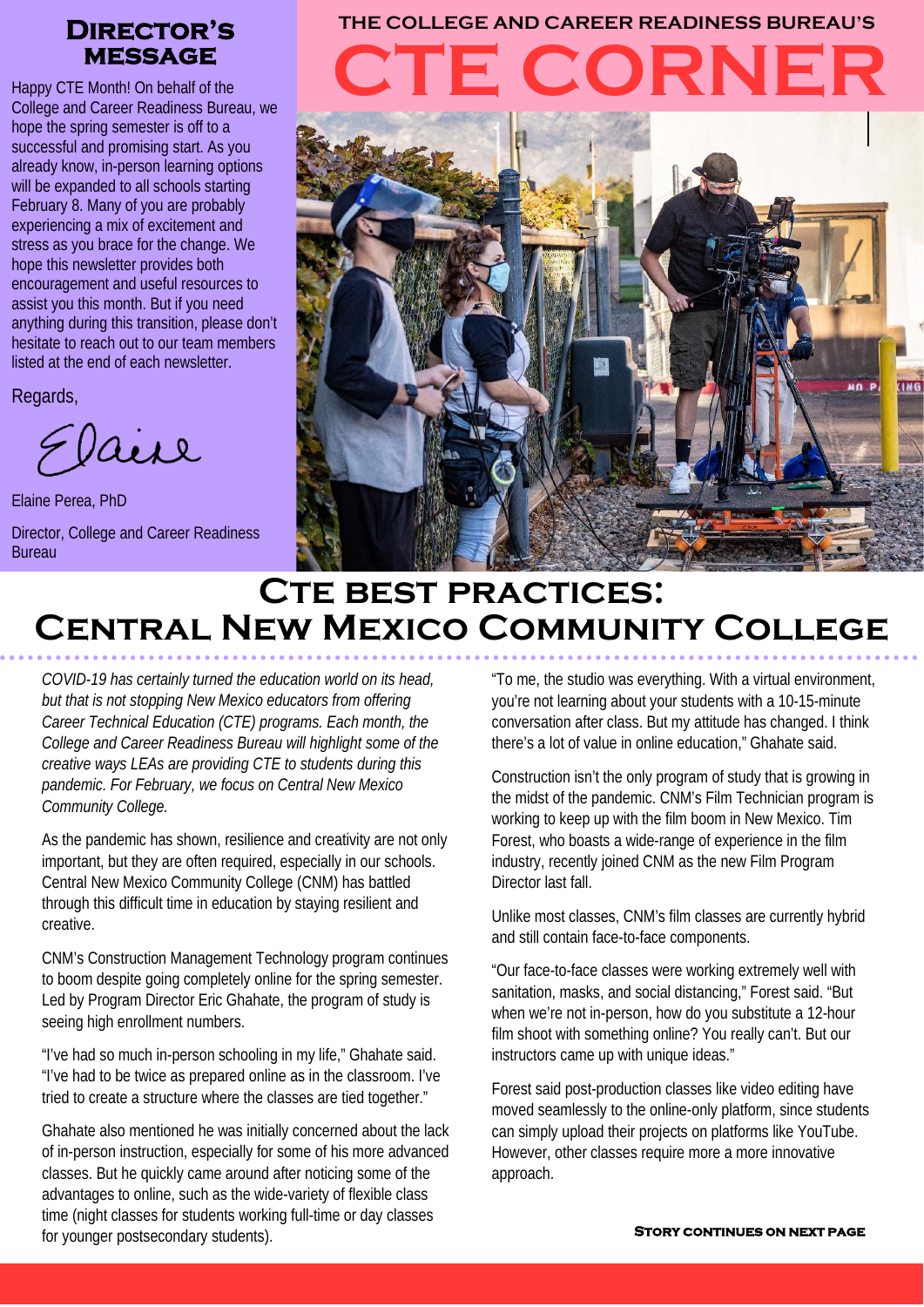THE COLLEGE AND CAREER READINESS BUREAU'S

# CTE CORNER

## Director's Message

Happy CTE Month! On behalf of the College and Career Readiness Bureau, we hope the spring semester is off to a successful and promising start. As you already know, in-person learning options will be expanded to all schools starting February 8. Many of you are probably experiencing a mix of excitement and stress as you brace for the change. We hope this newsletter provides both encouragement and useful resources to assist you this month. But if you need anything during this transition, please don't hesitate to reach out to our team members listed at the end of each newsletter.

Regards,

Elaine

Elaine Perea, PhD

Director, College and Career Readiness Bureau

## CTE best practices: Central New Mexico Community College

*COVID-19 has certainly turned the education world on its head, but that is not stopping New Mexico educators from offering Career Technical Education (CTE) programs. Each month, the College and Career Readiness Bureau will highlight some of the creative ways LEAs are providing CTE to students during this pandemic. For February, we focus on Central New Mexico Community College.*

As the pandemic has shown, resilience and creativity are not only important, but they are often required, especially in our schools. Central New Mexico Community College (CNM) has battled through this difficult time in education by staying resilient and creative.

CNM's Construction Management Technology program continues to boom despite going completely online for the spring semester. Led by Program Director Eric Ghahate, the program of study is seeing high enrollment numbers.

"I've had so much in-person schooling in my life," Ghahate said. "I've had to be twice as prepared online as in the classroom. I've tried to create a structure where the classes are tied together."

Ghahate also mentioned he was initially concerned about the lack of in-person instruction, especially for some of his more advanced classes. But he quickly came around after noticing some of the advantages to online, such as the wide-variety of flexible class time (night classes for students working full-time or day classes for younger postsecondary students).

"To me, the studio was everything. With a virtual environment, you're not learning about your students with a 10-15-minute conversation after class. But my attitude has changed. I think there's a lot of value in online education," Ghahate said.

Construction isn't the only program of study that is growing in the midst of the pandemic. CNM's Film Technician program is working to keep up with the film boom in New Mexico. Tim Forest, who boasts a wide-range of experience in the film industry, recently joined CNM as the new Film Program Director last fall.

Unlike most classes, CNM's film classes are currently hybrid and still contain face-to-face components.

"Our face-to-face classes were working extremely well with sanitation, masks, and social distancing," Forest said. "But when we're not in-person, how do you substitute a 12-hour film shoot with something online? You really can't. But our instructors came up with unique ideas."

Forest said post-production classes like video editing have moved seamlessly to the online-only platform, since students can simply upload their projects on platforms like YouTube. However, other classes require more a more innovative approach.

**Story continues on next page**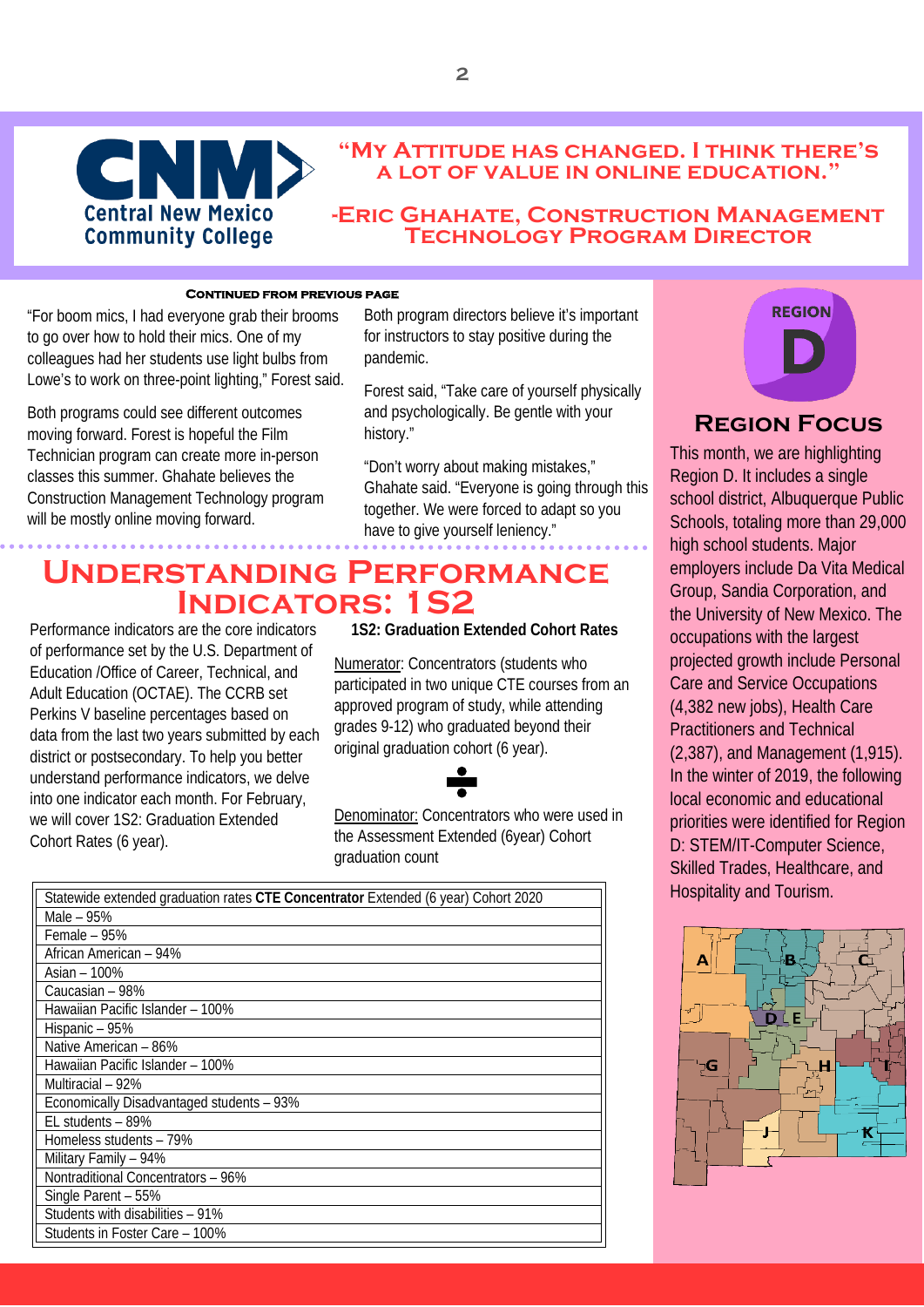CNM Central New Mexico Community College

## "My Attitude has changed. I think there's a lot of value in online education."

## -Eric Ghahate, Construction Management Technology Program Director

**Continued from previous page**

"For boom mics, I had everyone grab their brooms to go over how to hold their mics. One of my colleagues had her students use light bulbs from Lowe's to work on three-point lighting," Forest said.

Both programs could see different outcomes moving forward. Forest is hopeful the Film Technician program can create more in-person classes this summer. Ghahate believes the Construction Management Technology program will be mostly online moving forward.

Both program directors believe it's important for instructors to stay positive during the pandemic.

Forest said, "Take care of yourself physically and psychologically. Be gentle with your history."

"Don't worry about making mistakes," Ghahate said. "Everyone is going through this together. We were forced to adapt so you have to give yourself leniency."

# Understanding Performance Indicators: 1S2

Performance indicators are the core indicators of performance set by the U.S. Department of Education /Office of Career, Technical, and Adult Education (OCTAE). The CCRB set Perkins V baseline percentages based on data from the last two years submitted by each district or postsecondary. To help you better understand performance indicators, we delve into one indicator each month. For February, we will cover 1S2: Graduation Extended Cohort Rates (6 year).

**1S2: Graduation Extended Cohort Rates**

Numerator: Concentrators (students who participated in two unique CTE courses from an approved program of study, while attending grades 9-12) who graduated beyond their original graduation cohort (6 year).

÷

Denominator: Concentrators who were used in the Assessment Extended (6year) Cohort graduation count

| Statewide extended graduation rates **CTE Concentrator** Extended (6 year) Cohort 2020 |
|---|
| Male – 95% |
| Female – 95% |
| African American – 94% |
| Asian – 100% |
| Caucasian – 98% |
| Hawaiian Pacific Islander – 100% |
| Hispanic – 95% |
| Native American – 86% |
| Hawaiian Pacific Islander – 100% |
| Multiracial – 92% |
| Economically Disadvantaged students – 93% |
| EL students – 89% |
| Homeless students – 79% |
| Military Family – 94% |
| Nontraditional Concentrators – 96% |
| Single Parent – 55% |
| Students with disabilities – 91% |
| Students in Foster Care – 100% |

REGION D

## Region Focus

This month, we are highlighting Region D. It includes a single school district, Albuquerque Public Schools, totaling more than 29,000 high school students. Major employers include Da Vita Medical Group, Sandia Corporation, and the University of New Mexico. The occupations with the largest projected growth include Personal Care and Service Occupations (4,382 new jobs), Health Care Practitioners and Technical (2,387), and Management (1,915). In the winter of 2019, the following local economic and educational priorities were identified for Region D: STEM/IT-Computer Science, Skilled Trades, Healthcare, and Hospitality and Tourism.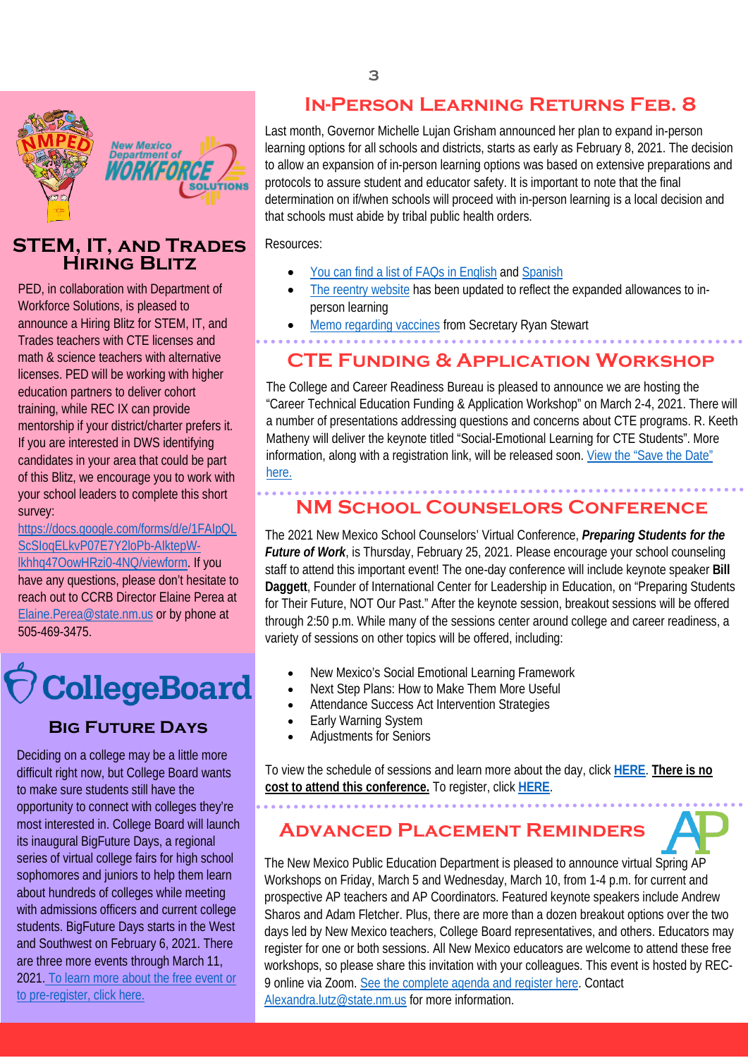## STEM, IT, and Trades Hiring Blitz

PED, in collaboration with Department of Workforce Solutions, is pleased to announce a Hiring Blitz for STEM, IT, and Trades teachers with CTE licenses and math & science teachers with alternative licenses. PED will be working with higher education partners to deliver cohort training, while REC IX can provide mentorship if your district/charter prefers it. If you are interested in DWS identifying candidates in your area that could be part of this Blitz, we encourage you to work with your school leaders to complete this short survey: https://docs.google.com/forms/d/e/1FAIpQLScSIoqELkvP07E7Y2loPb-AlktepW-lkhhq47OowHRzi0-4NQ/viewform. If you have any questions, please don't hesitate to reach out to CCRB Director Elaine Perea at Elaine.Perea@state.nm.us or by phone at 505-469-3475.

## Big Future Days

Deciding on a college may be a little more difficult right now, but College Board wants to make sure students still have the opportunity to connect with colleges they're most interested in. College Board will launch its inaugural BigFuture Days, a regional series of virtual college fairs for high school sophomores and juniors to help them learn about hundreds of colleges while meeting with admissions officers and current college students. BigFuture Days starts in the West and Southwest on February 6, 2021. There are three more events through March 11, 2021. To learn more about the free event or to pre-register, click here.

## In-Person Learning Returns Feb. 8

Last month, Governor Michelle Lujan Grisham announced her plan to expand in-person learning options for all schools and districts, starts as early as February 8, 2021. The decision to allow an expansion of in-person learning options was based on extensive preparations and protocols to assure student and educator safety. It is important to note that the final determination on if/when schools will proceed with in-person learning is a local decision and that schools must abide by tribal public health orders.

Resources:

- You can find a list of FAQs in English and Spanish
- The reentry website has been updated to reflect the expanded allowances to in-person learning
- Memo regarding vaccines from Secretary Ryan Stewart

## CTE Funding & Application Workshop

The College and Career Readiness Bureau is pleased to announce we are hosting the "Career Technical Education Funding & Application Workshop" on March 2-4, 2021. There will a number of presentations addressing questions and concerns about CTE programs. R. Keeth Matheny will deliver the keynote titled "Social-Emotional Learning for CTE Students". More information, along with a registration link, will be released soon. View the "Save the Date" here.

## NM School Counselors Conference

The 2021 New Mexico School Counselors' Virtual Conference, ***Preparing Students for the Future of Work***, is Thursday, February 25, 2021. Please encourage your school counseling staff to attend this important event! The one-day conference will include keynote speaker **Bill Daggett**, Founder of International Center for Leadership in Education, on "Preparing Students for Their Future, NOT Our Past." After the keynote session, breakout sessions will be offered through 2:50 p.m. While many of the sessions center around college and career readiness, a variety of sessions on other topics will be offered, including:

- New Mexico's Social Emotional Learning Framework
- Next Step Plans: How to Make Them More Useful
- Attendance Success Act Intervention Strategies
- Early Warning System
- Adjustments for Seniors

To view the schedule of sessions and learn more about the day, click **HERE**. **There is no cost to attend this conference.** To register, click **HERE**.

## Advanced Placement Reminders

The New Mexico Public Education Department is pleased to announce virtual Spring AP Workshops on Friday, March 5 and Wednesday, March 10, from 1-4 p.m. for current and prospective AP teachers and AP Coordinators. Featured keynote speakers include Andrew Sharos and Adam Fletcher. Plus, there are more than a dozen breakout options over the two days led by New Mexico teachers, College Board representatives, and others. Educators may register for one or both sessions. All New Mexico educators are welcome to attend these free workshops, so please share this invitation with your colleagues. This event is hosted by REC-9 online via Zoom. See the complete agenda and register here. Contact Alexandra.lutz@state.nm.us for more information.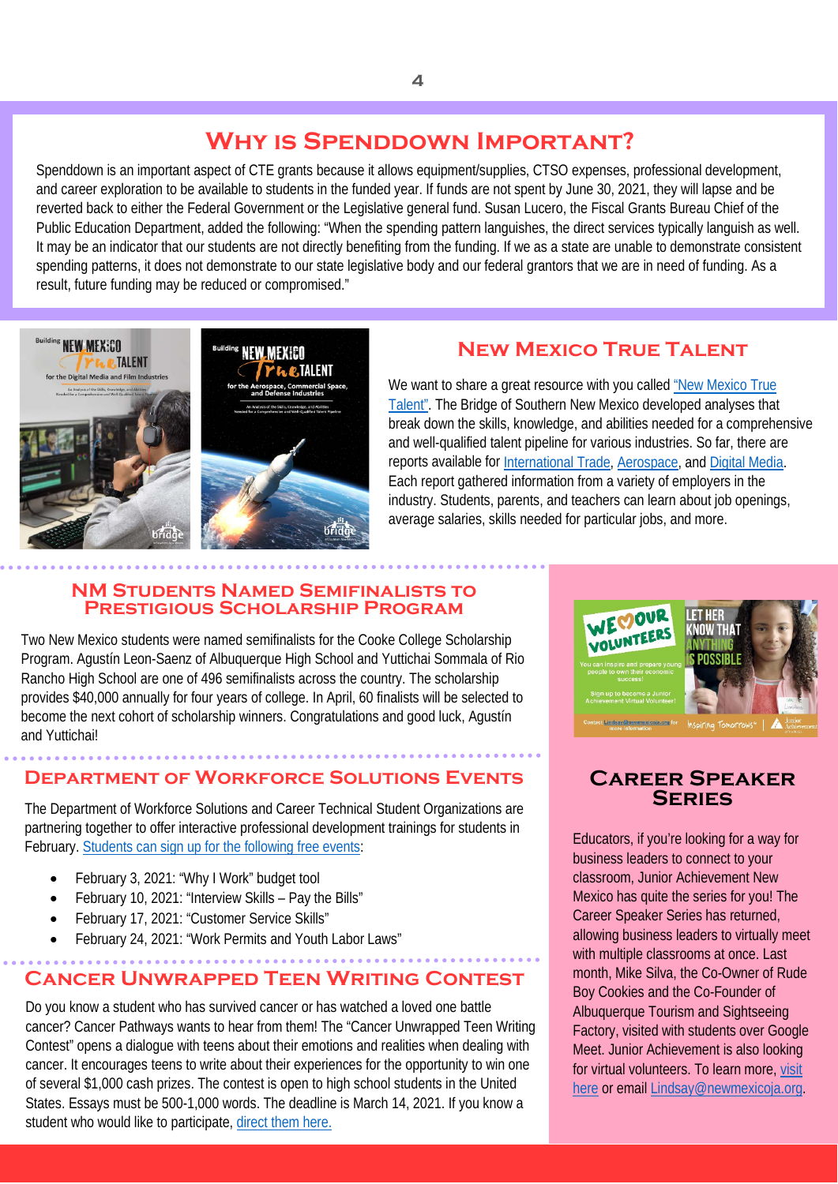## Why is Spenddown Important?

Spenddown is an important aspect of CTE grants because it allows equipment/supplies, CTSO expenses, professional development, and career exploration to be available to students in the funded year. If funds are not spent by June 30, 2021, they will lapse and be reverted back to either the Federal Government or the Legislative general fund. Susan Lucero, the Fiscal Grants Bureau Chief of the Public Education Department, added the following: "When the spending pattern languishes, the direct services typically languish as well. It may be an indicator that our students are not directly benefiting from the funding. If we as a state are unable to demonstrate consistent spending patterns, it does not demonstrate to our state legislative body and our federal grantors that we are in need of funding. As a result, future funding may be reduced or compromised."

## New Mexico True Talent

We want to share a great resource with you called "New Mexico True Talent". The Bridge of Southern New Mexico developed analyses that break down the skills, knowledge, and abilities needed for a comprehensive and well-qualified talent pipeline for various industries. So far, there are reports available for International Trade, Aerospace, and Digital Media. Each report gathered information from a variety of employers in the industry. Students, parents, and teachers can learn about job openings, average salaries, skills needed for particular jobs, and more.

## NM Students Named Semifinalists to Prestigious Scholarship Program

Two New Mexico students were named semifinalists for the Cooke College Scholarship Program. Agustín Leon-Saenz of Albuquerque High School and Yuttichai Sommala of Rio Rancho High School are one of 496 semifinalists across the country. The scholarship provides $40,000 annually for four years of college. In April, 60 finalists will be selected to become the next cohort of scholarship winners. Congratulations and good luck, Agustín and Yuttichai!

## Department of Workforce Solutions Events

The Department of Workforce Solutions and Career Technical Student Organizations are partnering together to offer interactive professional development trainings for students in February. Students can sign up for the following free events:

- February 3, 2021: "Why I Work" budget tool
- February 10, 2021: "Interview Skills – Pay the Bills"
- February 17, 2021: "Customer Service Skills"
- February 24, 2021: "Work Permits and Youth Labor Laws"

## Cancer Unwrapped Teen Writing Contest

Do you know a student who has survived cancer or has watched a loved one battle cancer? Cancer Pathways wants to hear from them! The "Cancer Unwrapped Teen Writing Contest" opens a dialogue with teens about their emotions and realities when dealing with cancer. It encourages teens to write about their experiences for the opportunity to win one of several $1,000 cash prizes. The contest is open to high school students in the United States. Essays must be 500-1,000 words. The deadline is March 14, 2021. If you know a student who would like to participate, direct them here.

## Career Speaker Series

Educators, if you're looking for a way for business leaders to connect to your classroom, Junior Achievement New Mexico has quite the series for you! The Career Speaker Series has returned, allowing business leaders to virtually meet with multiple classrooms at once. Last month, Mike Silva, the Co-Owner of Rude Boy Cookies and the Co-Founder of Albuquerque Tourism and Sightseeing Factory, visited with students over Google Meet. Junior Achievement is also looking for virtual volunteers. To learn more, visit here or email Lindsay@newmexicoja.org.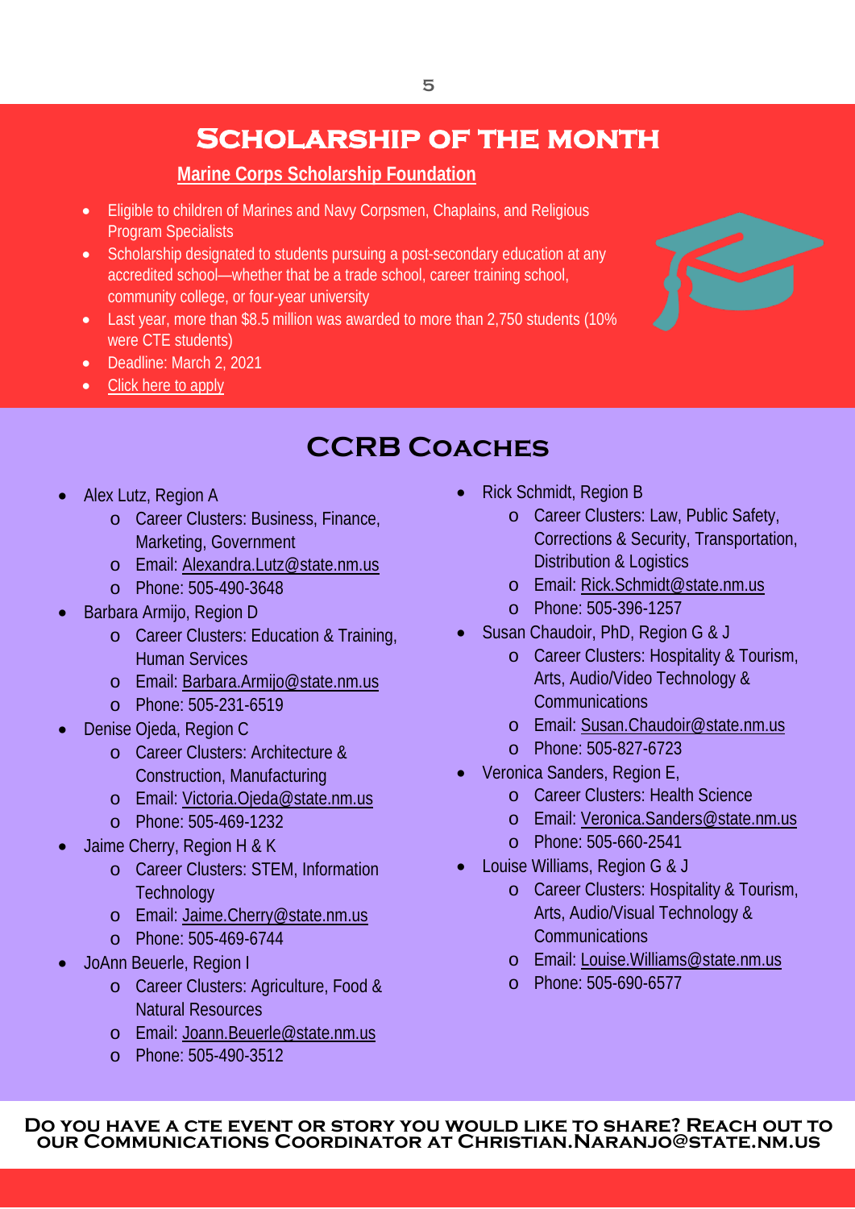# Scholarship of the Month

**Marine Corps Scholarship Foundation**

- Eligible to children of Marines and Navy Corpsmen, Chaplains, and Religious Program Specialists
- Scholarship designated to students pursuing a post-secondary education at any accredited school—whether that be a trade school, career training school, community college, or four-year university
- Last year, more than $8.5 million was awarded to more than 2,750 students (10% were CTE students)
- Deadline: March 2, 2021
- Click here to apply

# CCRB Coaches

- Alex Lutz, Region A
  - Career Clusters: Business, Finance, Marketing, Government
  - Email: Alexandra.Lutz@state.nm.us
  - Phone: 505-490-3648
- Barbara Armijo, Region D
  - Career Clusters: Education & Training, Human Services
  - Email: Barbara.Armijo@state.nm.us
  - Phone: 505-231-6519
- Denise Ojeda, Region C
  - Career Clusters: Architecture & Construction, Manufacturing
  - Email: Victoria.Ojeda@state.nm.us
  - Phone: 505-469-1232
- Jaime Cherry, Region H & K
  - Career Clusters: STEM, Information Technology
  - Email: Jaime.Cherry@state.nm.us
  - Phone: 505-469-6744
- JoAnn Beuerle, Region I
  - Career Clusters: Agriculture, Food & Natural Resources
  - Email: Joann.Beuerle@state.nm.us
  - Phone: 505-490-3512
- Rick Schmidt, Region B
  - Career Clusters: Law, Public Safety, Corrections & Security, Transportation, Distribution & Logistics
  - Email: Rick.Schmidt@state.nm.us
  - Phone: 505-396-1257
- Susan Chaudoir, PhD, Region G & J
  - Career Clusters: Hospitality & Tourism, Arts, Audio/Video Technology & Communications
  - Email: Susan.Chaudoir@state.nm.us
  - Phone: 505-827-6723
- Veronica Sanders, Region E,
  - Career Clusters: Health Science
  - Email: Veronica.Sanders@state.nm.us
  - Phone: 505-660-2541
- Louise Williams, Region G & J
  - Career Clusters: Hospitality & Tourism, Arts, Audio/Visual Technology & Communications
  - Email: Louise.Williams@state.nm.us
  - Phone: 505-690-6577

**Do you have a CTE event or story you would like to share? Reach out to our Communications Coordinator at Christian.Naranjo@state.nm.us**